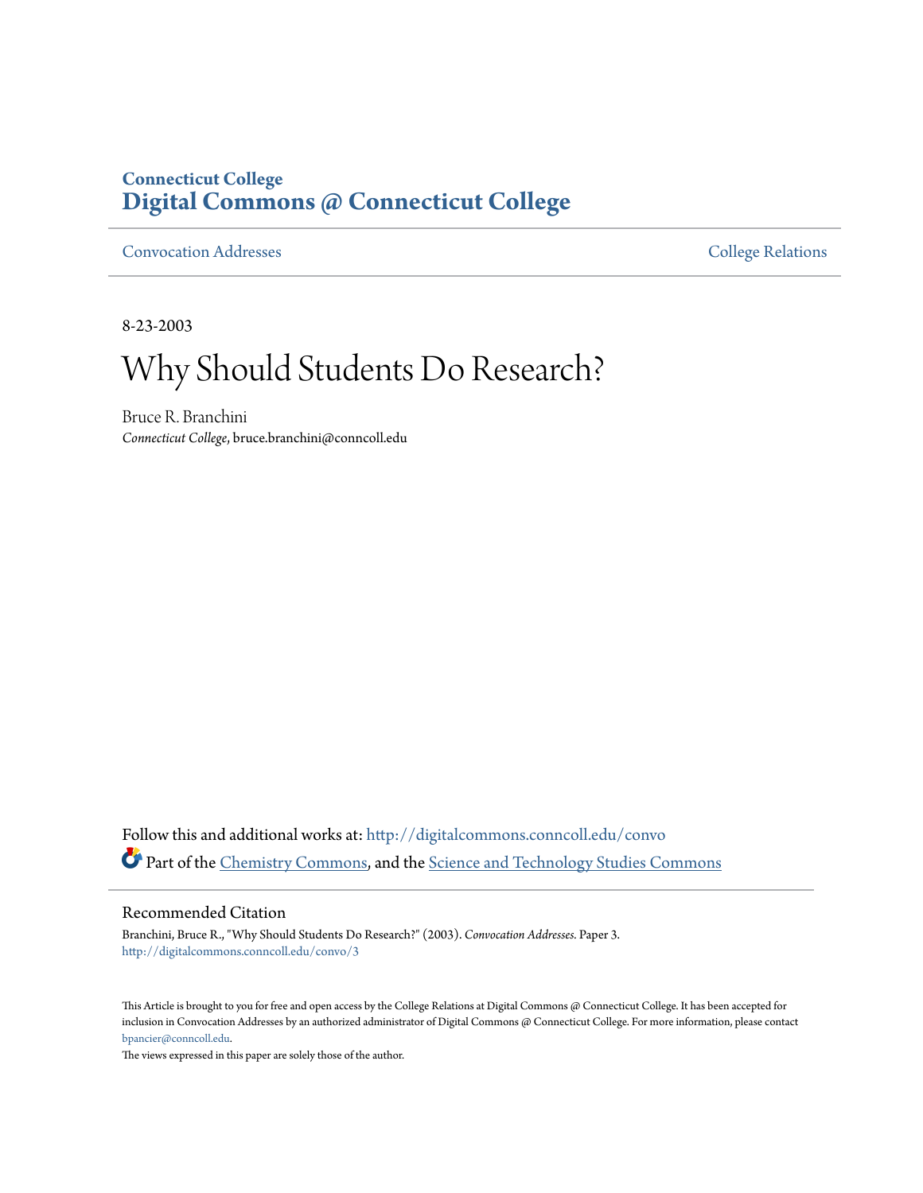**Connecticut College**
**Digital Commons @ Connecticut College**

Convocation Addresses | College Relations

8-23-2003

# Why Should Students Do Research?

Bruce R. Branchini
*Connecticut College*, bruce.branchini@conncoll.edu

Follow this and additional works at: http://digitalcommons.conncoll.edu/convo

Part of the Chemistry Commons, and the Science and Technology Studies Commons

## Recommended Citation

Branchini, Bruce R., "Why Should Students Do Research?" (2003). *Convocation Addresses.* Paper 3.
http://digitalcommons.conncoll.edu/convo/3

This Article is brought to you for free and open access by the College Relations at Digital Commons @ Connecticut College. It has been accepted for inclusion in Convocation Addresses by an authorized administrator of Digital Commons @ Connecticut College. For more information, please contact bpancier@conncoll.edu.

The views expressed in this paper are solely those of the author.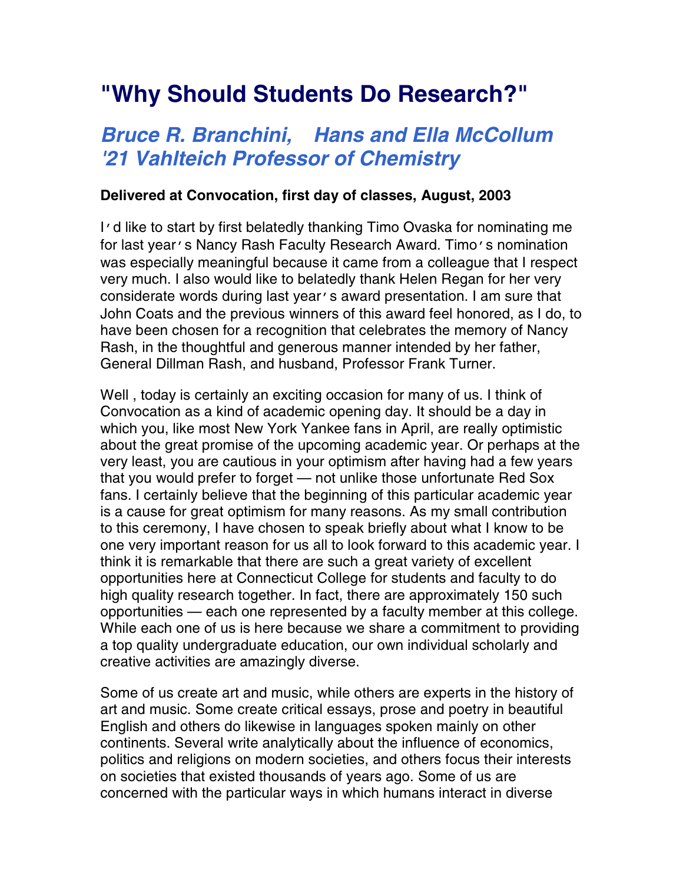# "Why Should Students Do Research?"

## *Bruce R. Branchini, Hans and Ella McCollum '21 Vahlteich Professor of Chemistry*

**Delivered at Convocation, first day of classes, August, 2003**

I'd like to start by first belatedly thanking Timo Ovaska for nominating me for last year's Nancy Rash Faculty Research Award. Timo's nomination was especially meaningful because it came from a colleague that I respect very much. I also would like to belatedly thank Helen Regan for her very considerate words during last year's award presentation. I am sure that John Coats and the previous winners of this award feel honored, as I do, to have been chosen for a recognition that celebrates the memory of Nancy Rash, in the thoughtful and generous manner intended by her father, General Dillman Rash, and husband, Professor Frank Turner.

Well , today is certainly an exciting occasion for many of us. I think of Convocation as a kind of academic opening day. It should be a day in which you, like most New York Yankee fans in April, are really optimistic about the great promise of the upcoming academic year. Or perhaps at the very least, you are cautious in your optimism after having had a few years that you would prefer to forget — not unlike those unfortunate Red Sox fans. I certainly believe that the beginning of this particular academic year is a cause for great optimism for many reasons. As my small contribution to this ceremony, I have chosen to speak briefly about what I know to be one very important reason for us all to look forward to this academic year. I think it is remarkable that there are such a great variety of excellent opportunities here at Connecticut College for students and faculty to do high quality research together. In fact, there are approximately 150 such opportunities — each one represented by a faculty member at this college. While each one of us is here because we share a commitment to providing a top quality undergraduate education, our own individual scholarly and creative activities are amazingly diverse.

Some of us create art and music, while others are experts in the history of art and music. Some create critical essays, prose and poetry in beautiful English and others do likewise in languages spoken mainly on other continents. Several write analytically about the influence of economics, politics and religions on modern societies, and others focus their interests on societies that existed thousands of years ago. Some of us are concerned with the particular ways in which humans interact in diverse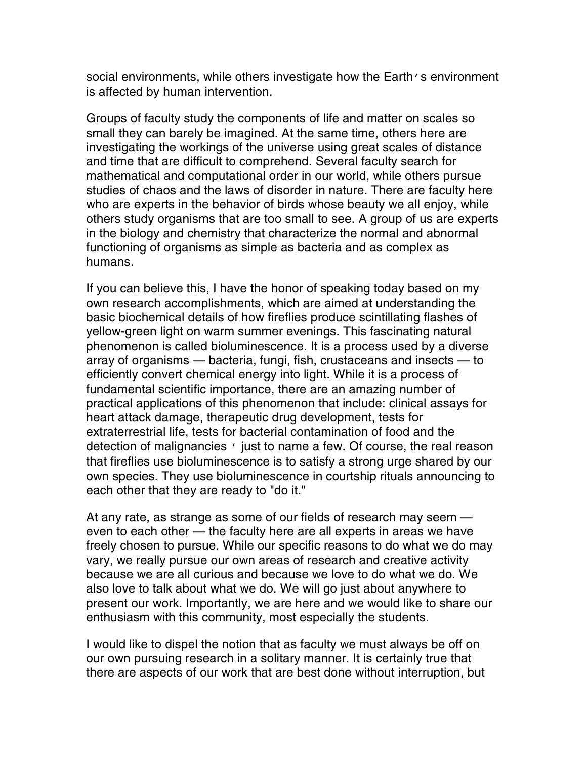social environments, while others investigate how the Earth′s environment is affected by human intervention.

Groups of faculty study the components of life and matter on scales so small they can barely be imagined. At the same time, others here are investigating the workings of the universe using great scales of distance and time that are difficult to comprehend. Several faculty search for mathematical and computational order in our world, while others pursue studies of chaos and the laws of disorder in nature. There are faculty here who are experts in the behavior of birds whose beauty we all enjoy, while others study organisms that are too small to see. A group of us are experts in the biology and chemistry that characterize the normal and abnormal functioning of organisms as simple as bacteria and as complex as humans.

If you can believe this, I have the honor of speaking today based on my own research accomplishments, which are aimed at understanding the basic biochemical details of how fireflies produce scintillating flashes of yellow-green light on warm summer evenings. This fascinating natural phenomenon is called bioluminescence. It is a process used by a diverse array of organisms — bacteria, fungi, fish, crustaceans and insects — to efficiently convert chemical energy into light. While it is a process of fundamental scientific importance, there are an amazing number of practical applications of this phenomenon that include: clinical assays for heart attack damage, therapeutic drug development, tests for extraterrestrial life, tests for bacterial contamination of food and the detection of malignancies ′ just to name a few. Of course, the real reason that fireflies use bioluminescence is to satisfy a strong urge shared by our own species. They use bioluminescence in courtship rituals announcing to each other that they are ready to "do it."

At any rate, as strange as some of our fields of research may seem — even to each other — the faculty here are all experts in areas we have freely chosen to pursue. While our specific reasons to do what we do may vary, we really pursue our own areas of research and creative activity because we are all curious and because we love to do what we do. We also love to talk about what we do. We will go just about anywhere to present our work. Importantly, we are here and we would like to share our enthusiasm with this community, most especially the students.

I would like to dispel the notion that as faculty we must always be off on our own pursuing research in a solitary manner. It is certainly true that there are aspects of our work that are best done without interruption, but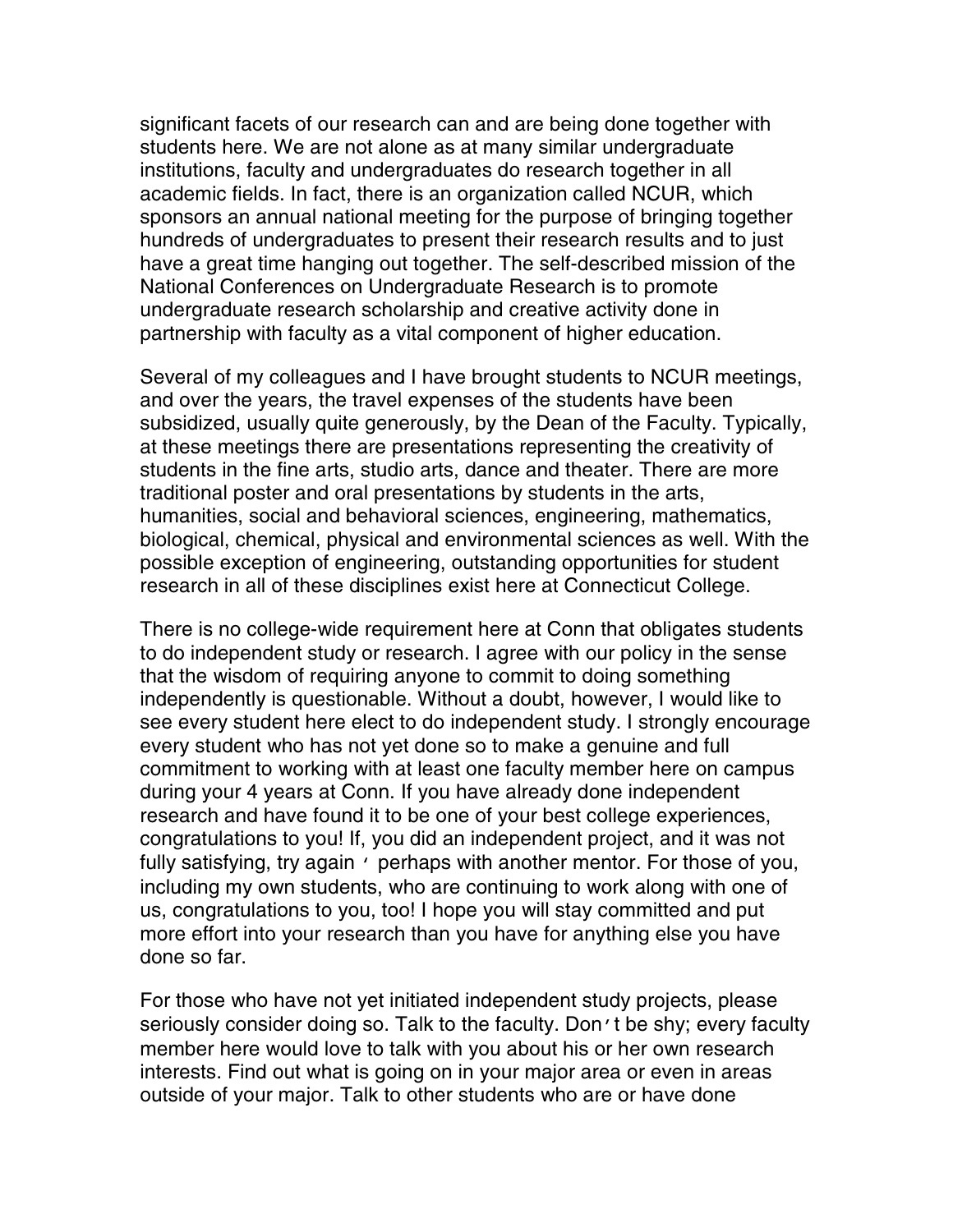significant facets of our research can and are being done together with students here. We are not alone as at many similar undergraduate institutions, faculty and undergraduates do research together in all academic fields. In fact, there is an organization called NCUR, which sponsors an annual national meeting for the purpose of bringing together hundreds of undergraduates to present their research results and to just have a great time hanging out together. The self-described mission of the National Conferences on Undergraduate Research is to promote undergraduate research scholarship and creative activity done in partnership with faculty as a vital component of higher education.

Several of my colleagues and I have brought students to NCUR meetings, and over the years, the travel expenses of the students have been subsidized, usually quite generously, by the Dean of the Faculty. Typically, at these meetings there are presentations representing the creativity of students in the fine arts, studio arts, dance and theater. There are more traditional poster and oral presentations by students in the arts, humanities, social and behavioral sciences, engineering, mathematics, biological, chemical, physical and environmental sciences as well. With the possible exception of engineering, outstanding opportunities for student research in all of these disciplines exist here at Connecticut College.

There is no college-wide requirement here at Conn that obligates students to do independent study or research. I agree with our policy in the sense that the wisdom of requiring anyone to commit to doing something independently is questionable. Without a doubt, however, I would like to see every student here elect to do independent study. I strongly encourage every student who has not yet done so to make a genuine and full commitment to working with at least one faculty member here on campus during your 4 years at Conn. If you have already done independent research and have found it to be one of your best college experiences, congratulations to you! If, you did an independent project, and it was not fully satisfying, try again ' perhaps with another mentor. For those of you, including my own students, who are continuing to work along with one of us, congratulations to you, too! I hope you will stay committed and put more effort into your research than you have for anything else you have done so far.

For those who have not yet initiated independent study projects, please seriously consider doing so. Talk to the faculty. Don't be shy; every faculty member here would love to talk with you about his or her own research interests. Find out what is going on in your major area or even in areas outside of your major. Talk to other students who are or have done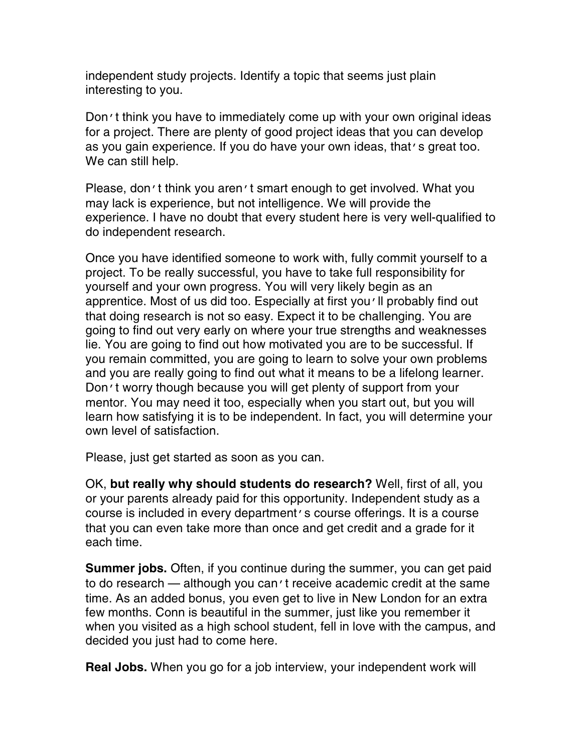independent study projects. Identify a topic that seems just plain interesting to you.

Don't think you have to immediately come up with your own original ideas for a project. There are plenty of good project ideas that you can develop as you gain experience. If you do have your own ideas, that's great too. We can still help.

Please, don't think you aren't smart enough to get involved. What you may lack is experience, but not intelligence. We will provide the experience. I have no doubt that every student here is very well-qualified to do independent research.

Once you have identified someone to work with, fully commit yourself to a project. To be really successful, you have to take full responsibility for yourself and your own progress. You will very likely begin as an apprentice. Most of us did too. Especially at first you'll probably find out that doing research is not so easy. Expect it to be challenging. You are going to find out very early on where your true strengths and weaknesses lie. You are going to find out how motivated you are to be successful. If you remain committed, you are going to learn to solve your own problems and you are really going to find out what it means to be a lifelong learner. Don't worry though because you will get plenty of support from your mentor. You may need it too, especially when you start out, but you will learn how satisfying it is to be independent. In fact, you will determine your own level of satisfaction.

Please, just get started as soon as you can.

OK, **but really why should students do research?** Well, first of all, you or your parents already paid for this opportunity. Independent study as a course is included in every department's course offerings. It is a course that you can even take more than once and get credit and a grade for it each time.

**Summer jobs.** Often, if you continue during the summer, you can get paid to do research — although you can't receive academic credit at the same time. As an added bonus, you even get to live in New London for an extra few months. Conn is beautiful in the summer, just like you remember it when you visited as a high school student, fell in love with the campus, and decided you just had to come here.

**Real Jobs.** When you go for a job interview, your independent work will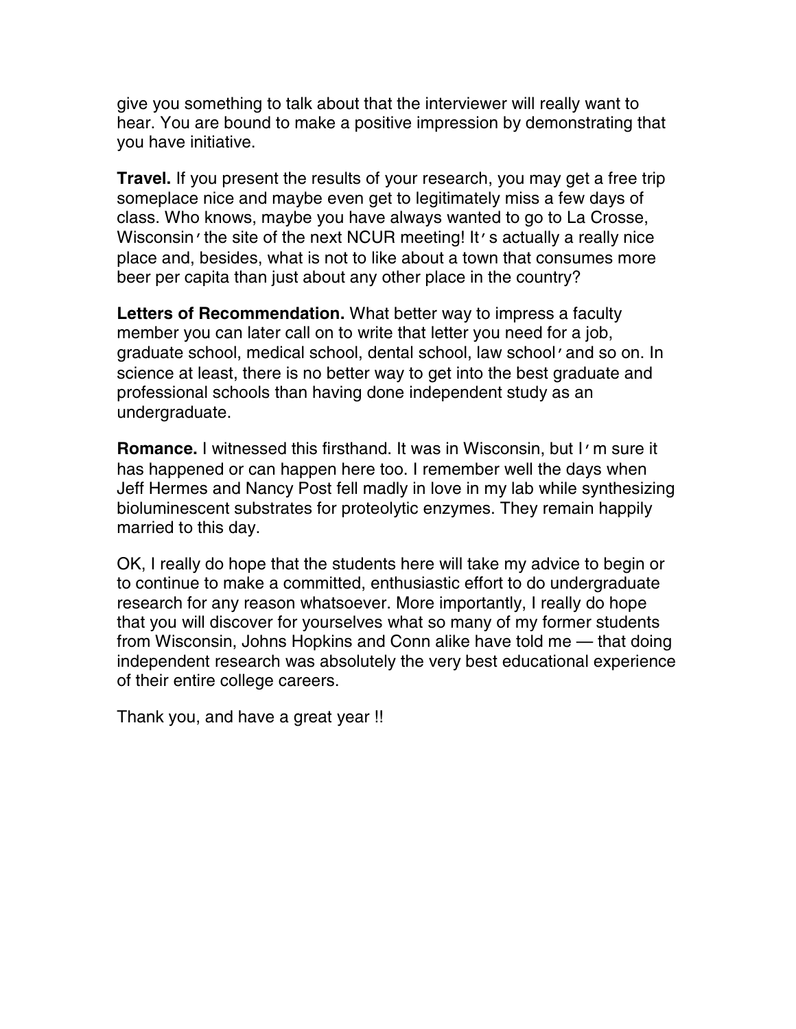give you something to talk about that the interviewer will really want to hear. You are bound to make a positive impression by demonstrating that you have initiative.

**Travel.** If you present the results of your research, you may get a free trip someplace nice and maybe even get to legitimately miss a few days of class. Who knows, maybe you have always wanted to go to La Crosse, Wisconsin' the site of the next NCUR meeting! It's actually a really nice place and, besides, what is not to like about a town that consumes more beer per capita than just about any other place in the country?

**Letters of Recommendation.** What better way to impress a faculty member you can later call on to write that letter you need for a job, graduate school, medical school, dental school, law school' and so on. In science at least, there is no better way to get into the best graduate and professional schools than having done independent study as an undergraduate.

**Romance.** I witnessed this firsthand. It was in Wisconsin, but I'm sure it has happened or can happen here too. I remember well the days when Jeff Hermes and Nancy Post fell madly in love in my lab while synthesizing bioluminescent substrates for proteolytic enzymes. They remain happily married to this day.

OK, I really do hope that the students here will take my advice to begin or to continue to make a committed, enthusiastic effort to do undergraduate research for any reason whatsoever. More importantly, I really do hope that you will discover for yourselves what so many of my former students from Wisconsin, Johns Hopkins and Conn alike have told me — that doing independent research was absolutely the very best educational experience of their entire college careers.

Thank you, and have a great year !!